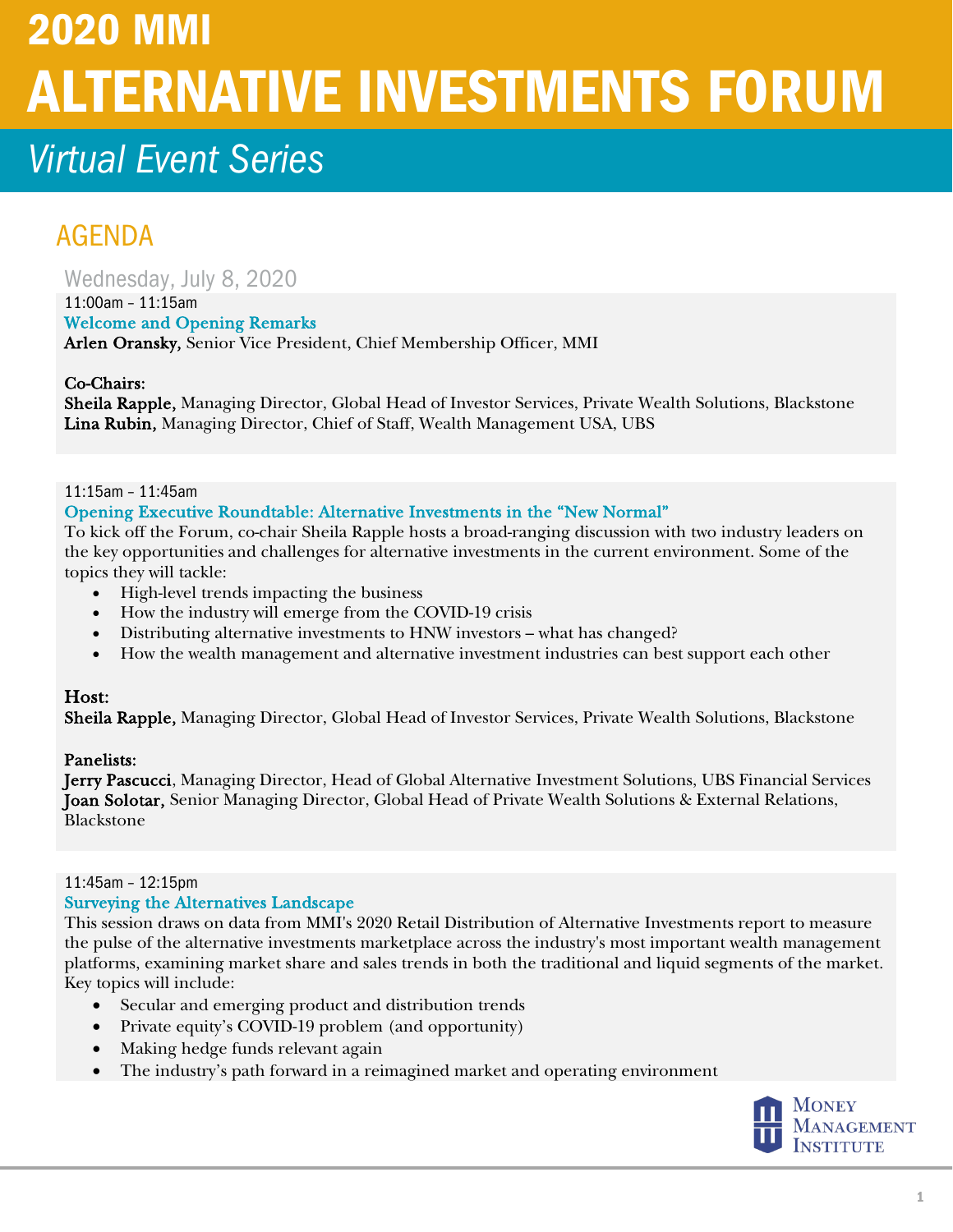# 2020 MMI ALTERNATIVE INVESTMENTS FORUM

## *Virtual Event Series*

## AGENDA

### Wednesday, July 8, 2020

11:00am – 11:15am

**Welcome and Opening Remarks**

**Arlen Oransky,** Senior Vice President, Chief Membership Officer, MMI

**Co-Chairs:**

**Sheila Rapple,** Managing Director, Global Head of Investor Services, Private Wealth Solutions, Blackstone
**Lina Rubin,** Managing Director, Chief of Staff, Wealth Management USA, UBS

11:15am – 11:45am

**Opening Executive Roundtable: Alternative Investments in the "New Normal"**

To kick off the Forum, co-chair Sheila Rapple hosts a broad-ranging discussion with two industry leaders on the key opportunities and challenges for alternative investments in the current environment. Some of the topics they will tackle:

- High-level trends impacting the business
- How the industry will emerge from the COVID-19 crisis
- Distributing alternative investments to HNW investors – what has changed?
- How the wealth management and alternative investment industries can best support each other

**Host:**

**Sheila Rapple,** Managing Director, Global Head of Investor Services, Private Wealth Solutions, Blackstone

**Panelists:**

**Jerry Pascucci**, Managing Director, Head of Global Alternative Investment Solutions, UBS Financial Services
**Joan Solotar,** Senior Managing Director, Global Head of Private Wealth Solutions & External Relations, Blackstone

11:45am – 12:15pm

**Surveying the Alternatives Landscape**

This session draws on data from MMI's 2020 Retail Distribution of Alternative Investments report to measure the pulse of the alternative investments marketplace across the industry's most important wealth management platforms, examining market share and sales trends in both the traditional and liquid segments of the market. Key topics will include:

- Secular and emerging product and distribution trends
- Private equity's COVID-19 problem (and opportunity)
- Making hedge funds relevant again
- The industry's path forward in a reimagined market and operating environment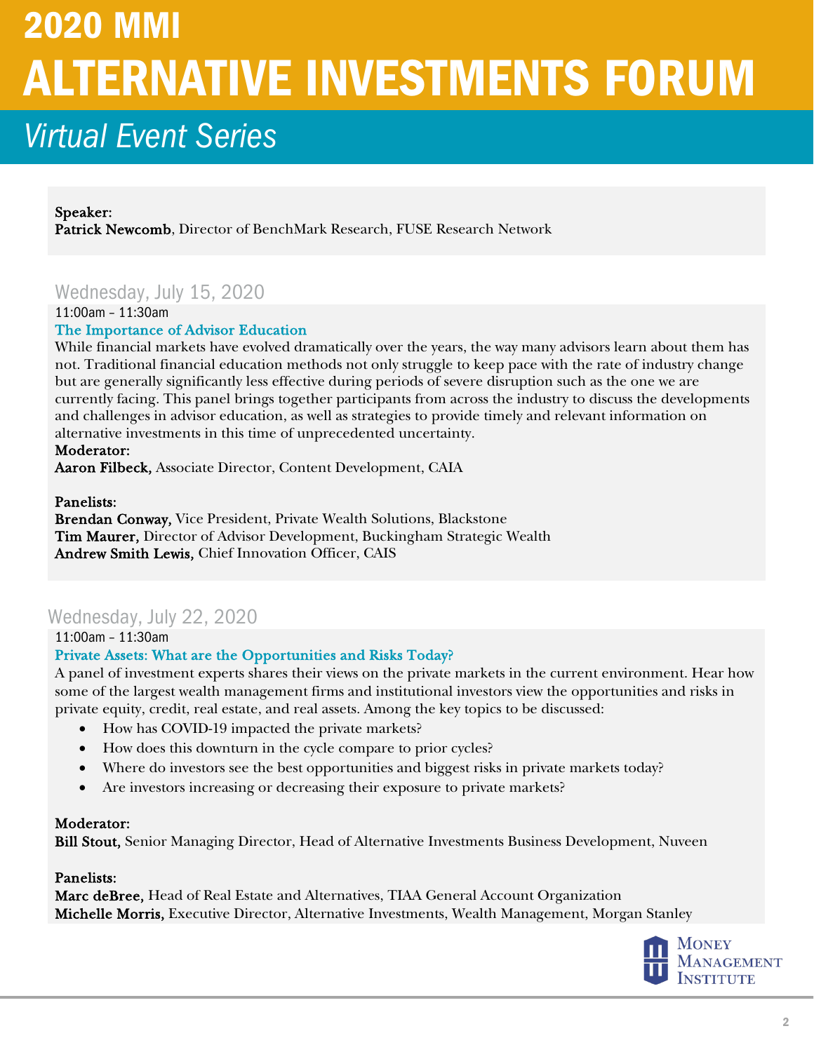# 2020 MMI ALTERNATIVE INVESTMENTS FORUM

## *Virtual Event Series*

**Speaker:**
**Patrick Newcomb**, Director of BenchMark Research, FUSE Research Network

### Wednesday, July 15, 2020

11:00am – 11:30am

**The Importance of Advisor Education**

While financial markets have evolved dramatically over the years, the way many advisors learn about them has not. Traditional financial education methods not only struggle to keep pace with the rate of industry change but are generally significantly less effective during periods of severe disruption such as the one we are currently facing. This panel brings together participants from across the industry to discuss the developments and challenges in advisor education, as well as strategies to provide timely and relevant information on alternative investments in this time of unprecedented uncertainty.

**Moderator:**
**Aaron Filbeck,** Associate Director, Content Development, CAIA

**Panelists:**
**Brendan Conway,** Vice President, Private Wealth Solutions, Blackstone
**Tim Maurer,** Director of Advisor Development, Buckingham Strategic Wealth
**Andrew Smith Lewis,** Chief Innovation Officer, CAIS

### Wednesday, July 22, 2020

11:00am – 11:30am

**Private Assets: What are the Opportunities and Risks Today?**

A panel of investment experts shares their views on the private markets in the current environment. Hear how some of the largest wealth management firms and institutional investors view the opportunities and risks in private equity, credit, real estate, and real assets. Among the key topics to be discussed:

- How has COVID-19 impacted the private markets?
- How does this downturn in the cycle compare to prior cycles?
- Where do investors see the best opportunities and biggest risks in private markets today?
- Are investors increasing or decreasing their exposure to private markets?

**Moderator:**
**Bill Stout,** Senior Managing Director, Head of Alternative Investments Business Development, Nuveen

**Panelists:**
**Marc deBree,** Head of Real Estate and Alternatives, TIAA General Account Organization
**Michelle Morris,** Executive Director, Alternative Investments, Wealth Management, Morgan Stanley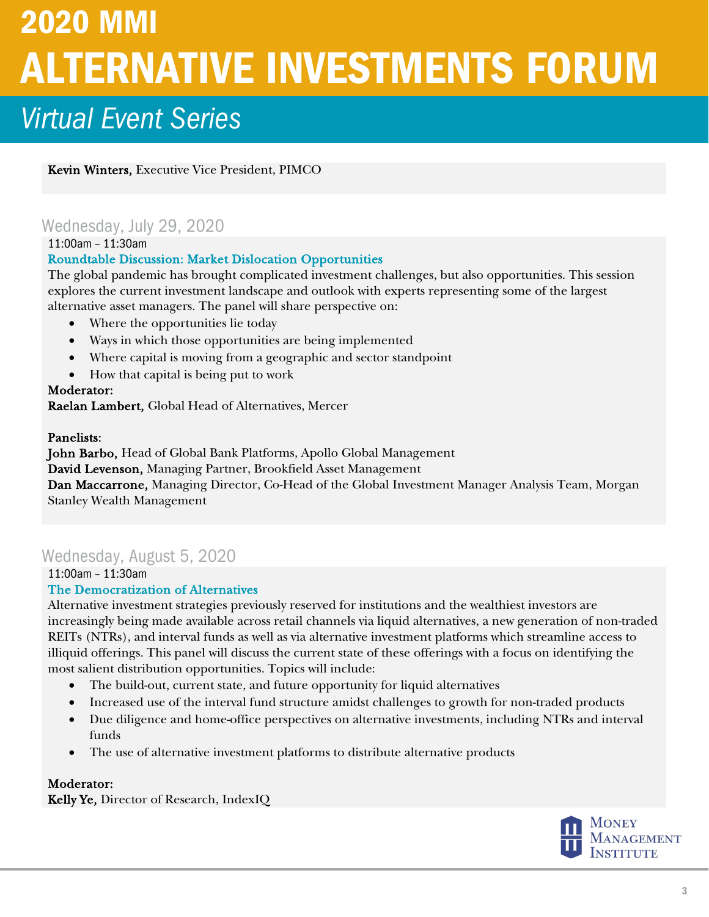**Kevin Winters,** Executive Vice President, PIMCO

## Wednesday, July 29, 2020

11:00am – 11:30am

### Roundtable Discussion: Market Dislocation Opportunities

The global pandemic has brought complicated investment challenges, but also opportunities. This session explores the current investment landscape and outlook with experts representing some of the largest alternative asset managers. The panel will share perspective on:

- Where the opportunities lie today
- Ways in which those opportunities are being implemented
- Where capital is moving from a geographic and sector standpoint
- How that capital is being put to work

**Moderator:**
**Raelan Lambert,** Global Head of Alternatives, Mercer

**Panelists:**
**John Barbo,** Head of Global Bank Platforms, Apollo Global Management
**David Levenson,** Managing Partner, Brookfield Asset Management
**Dan Maccarrone,** Managing Director, Co-Head of the Global Investment Manager Analysis Team, Morgan Stanley Wealth Management

## Wednesday, August 5, 2020

11:00am – 11:30am

### The Democratization of Alternatives

Alternative investment strategies previously reserved for institutions and the wealthiest investors are increasingly being made available across retail channels via liquid alternatives, a new generation of non-traded REITs (NTRs), and interval funds as well as via alternative investment platforms which streamline access to illiquid offerings. This panel will discuss the current state of these offerings with a focus on identifying the most salient distribution opportunities. Topics will include:

- The build-out, current state, and future opportunity for liquid alternatives
- Increased use of the interval fund structure amidst challenges to growth for non-traded products
- Due diligence and home-office perspectives on alternative investments, including NTRs and interval funds
- The use of alternative investment platforms to distribute alternative products

**Moderator:**
**Kelly Ye,** Director of Research, IndexIQ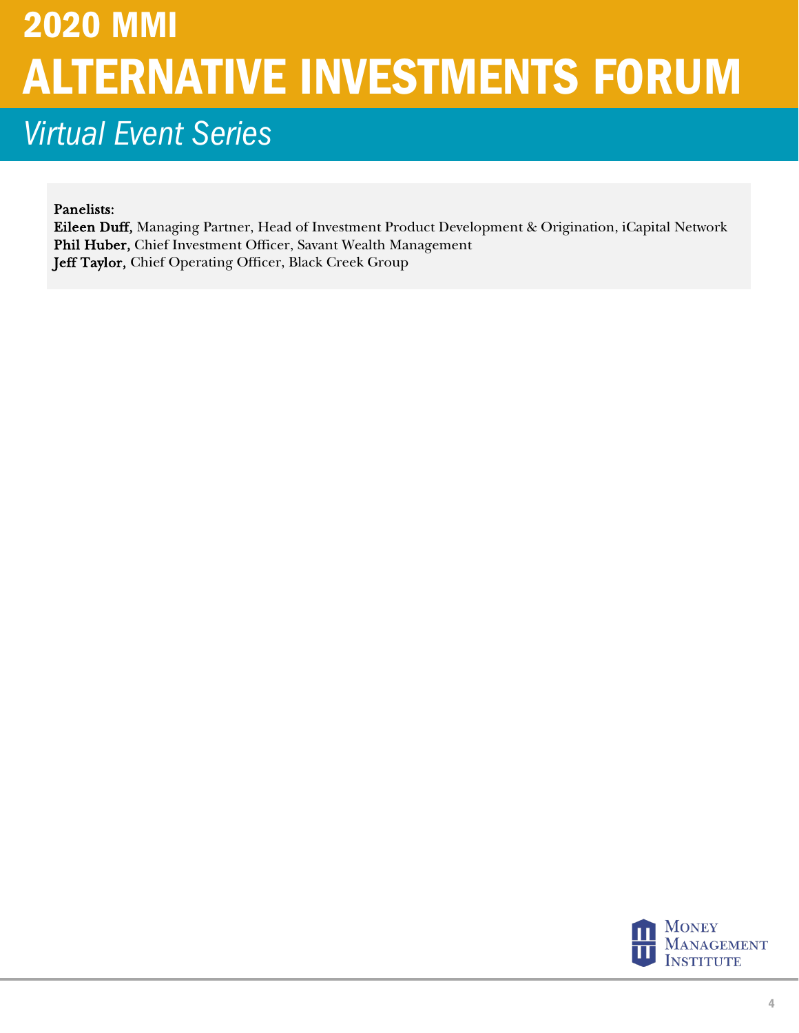# 2020 MMI ALTERNATIVE INVESTMENTS FORUM

*Virtual Event Series*

**Panelists:**
**Eileen Duff,** Managing Partner, Head of Investment Product Development & Origination, iCapital Network
**Phil Huber,** Chief Investment Officer, Savant Wealth Management
**Jeff Taylor,** Chief Operating Officer, Black Creek Group